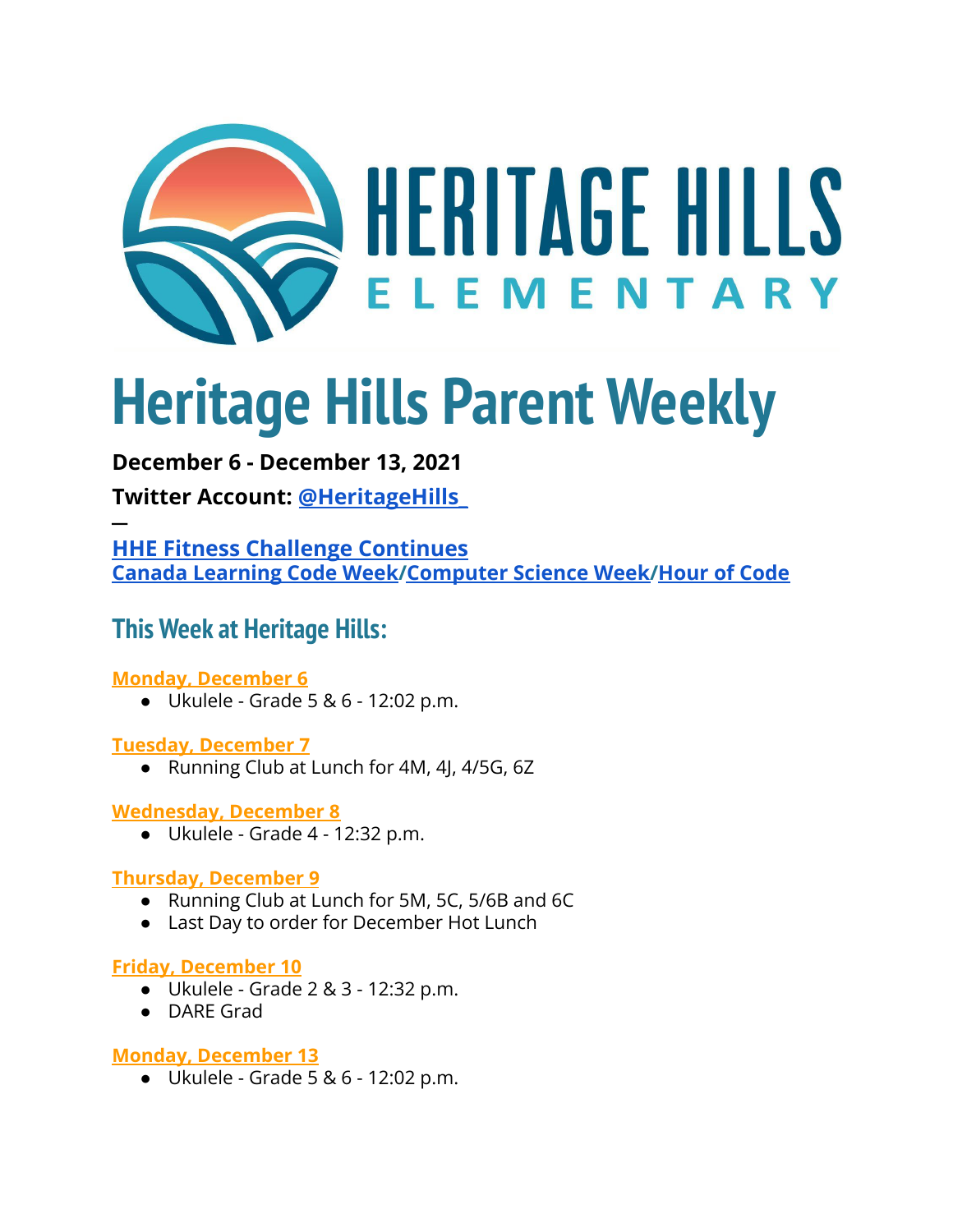# Heritage Hills Parent Weekly

**December 6 - December 13, 2021**

**Twitter Account: @HeritageHills**

—

**HHE Fitness Challenge Continues**
**Canada Learning Code Week/Computer Science Week/Hour of Code**

## This Week at Heritage Hills:

### Monday, December 6

- Ukulele - Grade 5 & 6 - 12:02 p.m.

### Tuesday, December 7

- Running Club at Lunch for 4M, 4J, 4/5G, 6Z

### Wednesday, December 8

- Ukulele - Grade 4 - 12:32 p.m.

### Thursday, December 9

- Running Club at Lunch for 5M, 5C, 5/6B and 6C
- Last Day to order for December Hot Lunch

### Friday, December 10

- Ukulele - Grade 2 & 3 - 12:32 p.m.
- DARE Grad

### Monday, December 13

- Ukulele - Grade 5 & 6 - 12:02 p.m.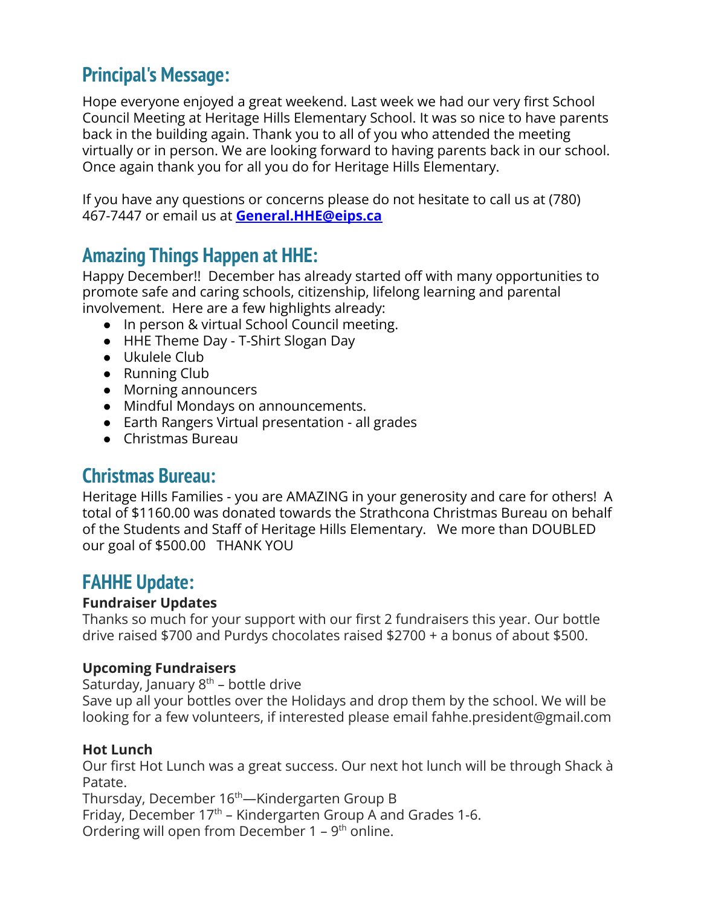## Principal's Message:

Hope everyone enjoyed a great weekend. Last week we had our very first School Council Meeting at Heritage Hills Elementary School. It was so nice to have parents back in the building again. Thank you to all of you who attended the meeting virtually or in person. We are looking forward to having parents back in our school. Once again thank you for all you do for Heritage Hills Elementary.

If you have any questions or concerns please do not hesitate to call us at (780) 467-7447 or email us at **General.HHE@eips.ca**

## Amazing Things Happen at HHE:

Happy December!! December has already started off with many opportunities to promote safe and caring schools, citizenship, lifelong learning and parental involvement. Here are a few highlights already:

- In person & virtual School Council meeting.
- HHE Theme Day - T-Shirt Slogan Day
- Ukulele Club
- Running Club
- Morning announcers
- Mindful Mondays on announcements.
- Earth Rangers Virtual presentation - all grades
- Christmas Bureau

## Christmas Bureau:

Heritage Hills Families - you are AMAZING in your generosity and care for others! A total of $1160.00 was donated towards the Strathcona Christmas Bureau on behalf of the Students and Staff of Heritage Hills Elementary. We more than DOUBLED our goal of $500.00 THANK YOU

## FAHHE Update:

**Fundraiser Updates**

Thanks so much for your support with our first 2 fundraisers this year. Our bottle drive raised $700 and Purdys chocolates raised $2700 + a bonus of about $500.

**Upcoming Fundraisers**

Saturday, January 8th – bottle drive

Save up all your bottles over the Holidays and drop them by the school. We will be looking for a few volunteers, if interested please email fahhe.president@gmail.com

**Hot Lunch**

Our first Hot Lunch was a great success. Our next hot lunch will be through Shack à Patate.

Thursday, December 16th—Kindergarten Group B

Friday, December 17th – Kindergarten Group A and Grades 1-6.

Ordering will open from December 1 – 9th online.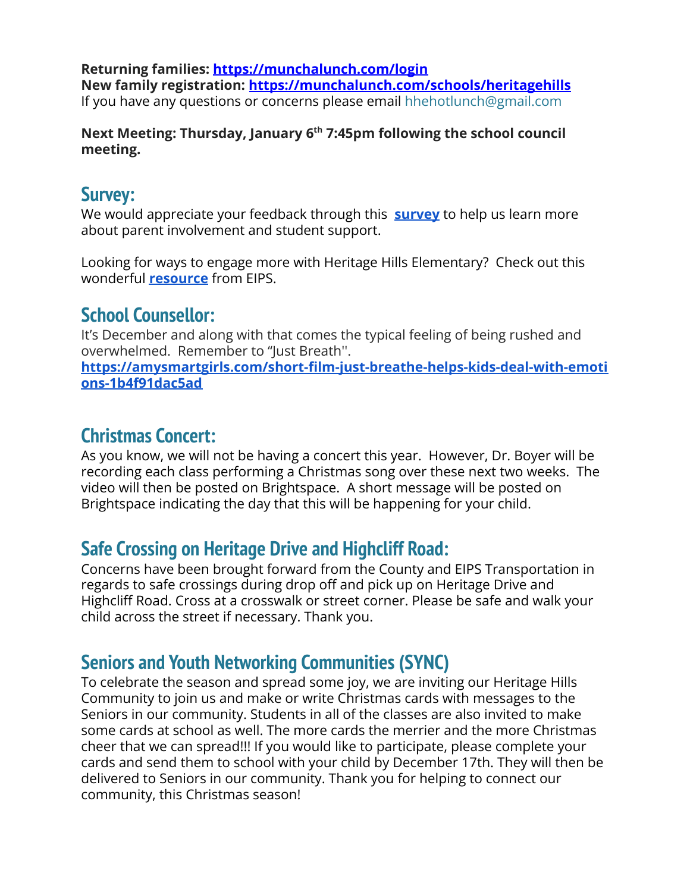**Returning families: https://munchalunch.com/login**
**New family registration: https://munchalunch.com/schools/heritagehills**
If you have any questions or concerns please email hhehotlunch@gmail.com

**Next Meeting: Thursday, January 6th 7:45pm following the school council meeting.**

## Survey:

We would appreciate your feedback through this **survey** to help us learn more about parent involvement and student support.

Looking for ways to engage more with Heritage Hills Elementary? Check out this wonderful **resource** from EIPS.

## School Counsellor:

It's December and along with that comes the typical feeling of being rushed and overwhelmed. Remember to "Just Breath''.
**https://amysmartgirls.com/short-film-just-breathe-helps-kids-deal-with-emotions-1b4f91dac5ad**

## Christmas Concert:

As you know, we will not be having a concert this year. However, Dr. Boyer will be recording each class performing a Christmas song over these next two weeks. The video will then be posted on Brightspace. A short message will be posted on Brightspace indicating the day that this will be happening for your child.

## Safe Crossing on Heritage Drive and Highcliff Road:

Concerns have been brought forward from the County and EIPS Transportation in regards to safe crossings during drop off and pick up on Heritage Drive and Highcliff Road. Cross at a crosswalk or street corner. Please be safe and walk your child across the street if necessary. Thank you.

## Seniors and Youth Networking Communities (SYNC)

To celebrate the season and spread some joy, we are inviting our Heritage Hills Community to join us and make or write Christmas cards with messages to the Seniors in our community. Students in all of the classes are also invited to make some cards at school as well. The more cards the merrier and the more Christmas cheer that we can spread!!! If you would like to participate, please complete your cards and send them to school with your child by December 17th. They will then be delivered to Seniors in our community. Thank you for helping to connect our community, this Christmas season!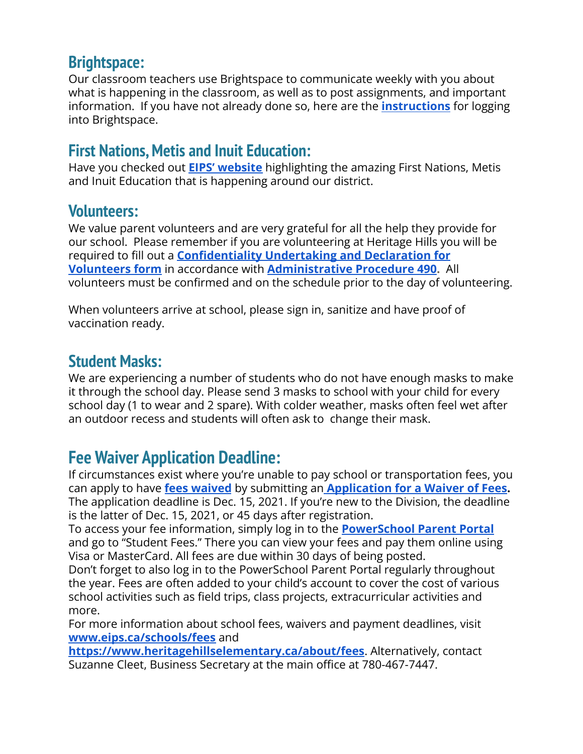## Brightspace:

Our classroom teachers use Brightspace to communicate weekly with you about what is happening in the classroom, as well as to post assignments, and important information. If you have not already done so, here are the **instructions** for logging into Brightspace.

## First Nations, Metis and Inuit Education:

Have you checked out **EIPS' website** highlighting the amazing First Nations, Metis and Inuit Education that is happening around our district.

## Volunteers:

We value parent volunteers and are very grateful for all the help they provide for our school. Please remember if you are volunteering at Heritage Hills you will be required to fill out a **Confidentiality Undertaking and Declaration for Volunteers form** in accordance with **Administrative Procedure 490**. All volunteers must be confirmed and on the schedule prior to the day of volunteering.

When volunteers arrive at school, please sign in, sanitize and have proof of vaccination ready.

## Student Masks:

We are experiencing a number of students who do not have enough masks to make it through the school day. Please send 3 masks to school with your child for every school day (1 to wear and 2 spare). With colder weather, masks often feel wet after an outdoor recess and students will often ask to change their mask.

## Fee Waiver Application Deadline:

If circumstances exist where you're unable to pay school or transportation fees, you can apply to have **fees waived** by submitting an **Application for a Waiver of Fees.** The application deadline is Dec. 15, 2021. If you're new to the Division, the deadline is the latter of Dec. 15, 2021, or 45 days after registration.

To access your fee information, simply log in to the **PowerSchool Parent Portal** and go to "Student Fees." There you can view your fees and pay them online using Visa or MasterCard. All fees are due within 30 days of being posted.

Don't forget to also log in to the PowerSchool Parent Portal regularly throughout the year. Fees are often added to your child's account to cover the cost of various school activities such as field trips, class projects, extracurricular activities and more.

For more information about school fees, waivers and payment deadlines, visit **www.eips.ca/schools/fees** and **https://www.heritagehillselementary.ca/about/fees**. Alternatively, contact Suzanne Cleet, Business Secretary at the main office at 780-467-7447.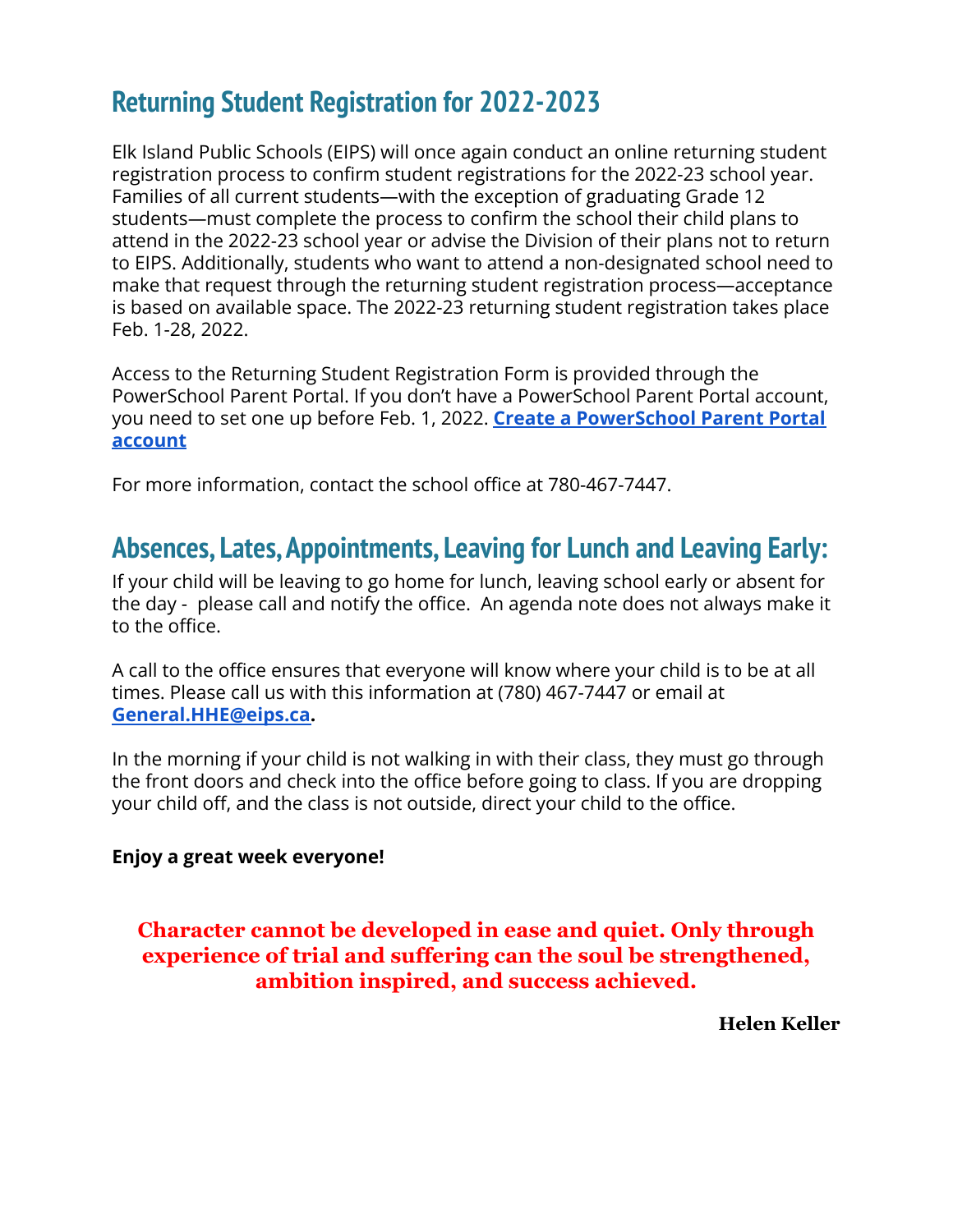## Returning Student Registration for 2022-2023

Elk Island Public Schools (EIPS) will once again conduct an online returning student registration process to confirm student registrations for the 2022-23 school year. Families of all current students—with the exception of graduating Grade 12 students—must complete the process to confirm the school their child plans to attend in the 2022-23 school year or advise the Division of their plans not to return to EIPS. Additionally, students who want to attend a non-designated school need to make that request through the returning student registration process—acceptance is based on available space. The 2022-23 returning student registration takes place Feb. 1-28, 2022.

Access to the Returning Student Registration Form is provided through the PowerSchool Parent Portal. If you don't have a PowerSchool Parent Portal account, you need to set one up before Feb. 1, 2022. **Create a PowerSchool Parent Portal account**

For more information, contact the school office at 780-467-7447.

## Absences, Lates, Appointments, Leaving for Lunch and Leaving Early:

If your child will be leaving to go home for lunch, leaving school early or absent for the day - please call and notify the office. An agenda note does not always make it to the office.

A call to the office ensures that everyone will know where your child is to be at all times. Please call us with this information at (780) 467-7447 or email at **General.HHE@eips.ca.**

In the morning if your child is not walking in with their class, they must go through the front doors and check into the office before going to class. If you are dropping your child off, and the class is not outside, direct your child to the office.

**Enjoy a great week everyone!**

**Character cannot be developed in ease and quiet. Only through experience of trial and suffering can the soul be strengthened, ambition inspired, and success achieved.**

**Helen Keller**